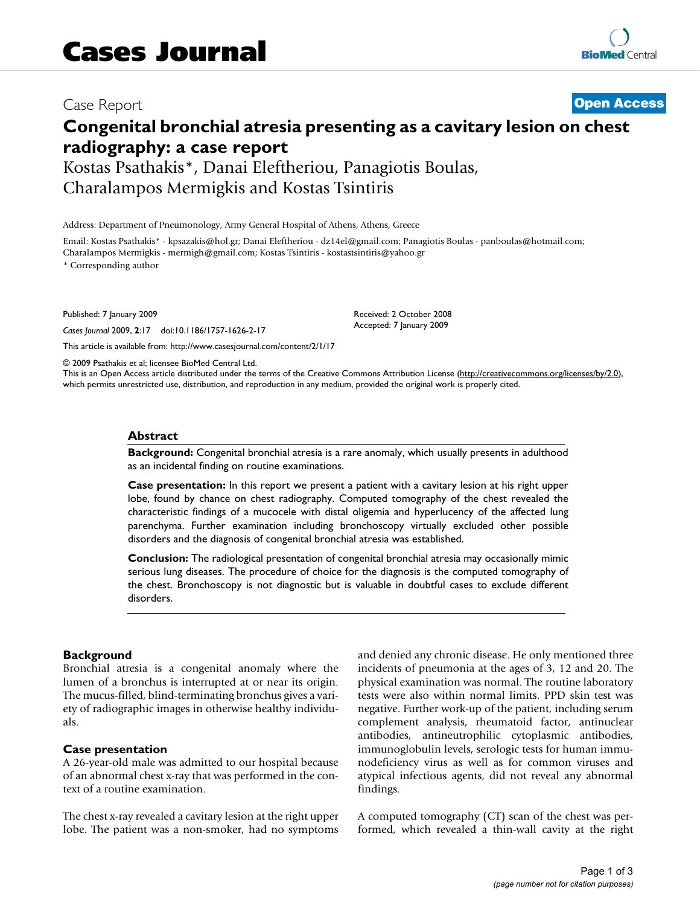Case Report

**Open Access**

# Congenital bronchial atresia presenting as a cavitary lesion on chest radiography: a case report

Kostas Psathakis*, Danai Eleftheriou, Panagiotis Boulas, Charalampos Mermigkis and Kostas Tsintiris

Address: Department of Pneumonology, Army General Hospital of Athens, Athens, Greece

Email: Kostas Psathakis* - kpsazakis@hol.gr; Danai Eleftheriou - dz14el@gmail.com; Panagiotis Boulas - panboulas@hotmail.com; Charalampos Mermigkis - mermigh@gmail.com; Kostas Tsintiris - kostastsintiris@yahoo.gr

* Corresponding author

Published: 7 January 2009

*Cases Journal* 2009, **2**:17 doi:10.1186/1757-1626-2-17

Received: 2 October 2008
Accepted: 7 January 2009

This article is available from: http://www.casesjournal.com/content/2/1/17

© 2009 Psathakis et al; licensee BioMed Central Ltd.
This is an Open Access article distributed under the terms of the Creative Commons Attribution License (http://creativecommons.org/licenses/by/2.0), which permits unrestricted use, distribution, and reproduction in any medium, provided the original work is properly cited.

## Abstract

**Background:** Congenital bronchial atresia is a rare anomaly, which usually presents in adulthood as an incidental finding on routine examinations.

**Case presentation:** In this report we present a patient with a cavitary lesion at his right upper lobe, found by chance on chest radiography. Computed tomography of the chest revealed the characteristic findings of a mucocele with distal oligemia and hyperlucency of the affected lung parenchyma. Further examination including bronchoscopy virtually excluded other possible disorders and the diagnosis of congenital bronchial atresia was established.

**Conclusion:** The radiological presentation of congenital bronchial atresia may occasionally mimic serious lung diseases. The procedure of choice for the diagnosis is the computed tomography of the chest. Bronchoscopy is not diagnostic but is valuable in doubtful cases to exclude different disorders.

## Background

Bronchial atresia is a congenital anomaly where the lumen of a bronchus is interrupted at or near its origin. The mucus-filled, blind-terminating bronchus gives a variety of radiographic images in otherwise healthy individuals.

## Case presentation

A 26-year-old male was admitted to our hospital because of an abnormal chest x-ray that was performed in the context of a routine examination.

The chest x-ray revealed a cavitary lesion at the right upper lobe. The patient was a non-smoker, had no symptoms and denied any chronic disease. He only mentioned three incidents of pneumonia at the ages of 3, 12 and 20. The physical examination was normal. The routine laboratory tests were also within normal limits. PPD skin test was negative. Further work-up of the patient, including serum complement analysis, rheumatoid factor, antinuclear antibodies, antineutrophilic cytoplasmic antibodies, immunoglobulin levels, serologic tests for human immunodeficiency virus as well as for common viruses and atypical infectious agents, did not reveal any abnormal findings.

A computed tomography (CT) scan of the chest was performed, which revealed a thin-wall cavity at the right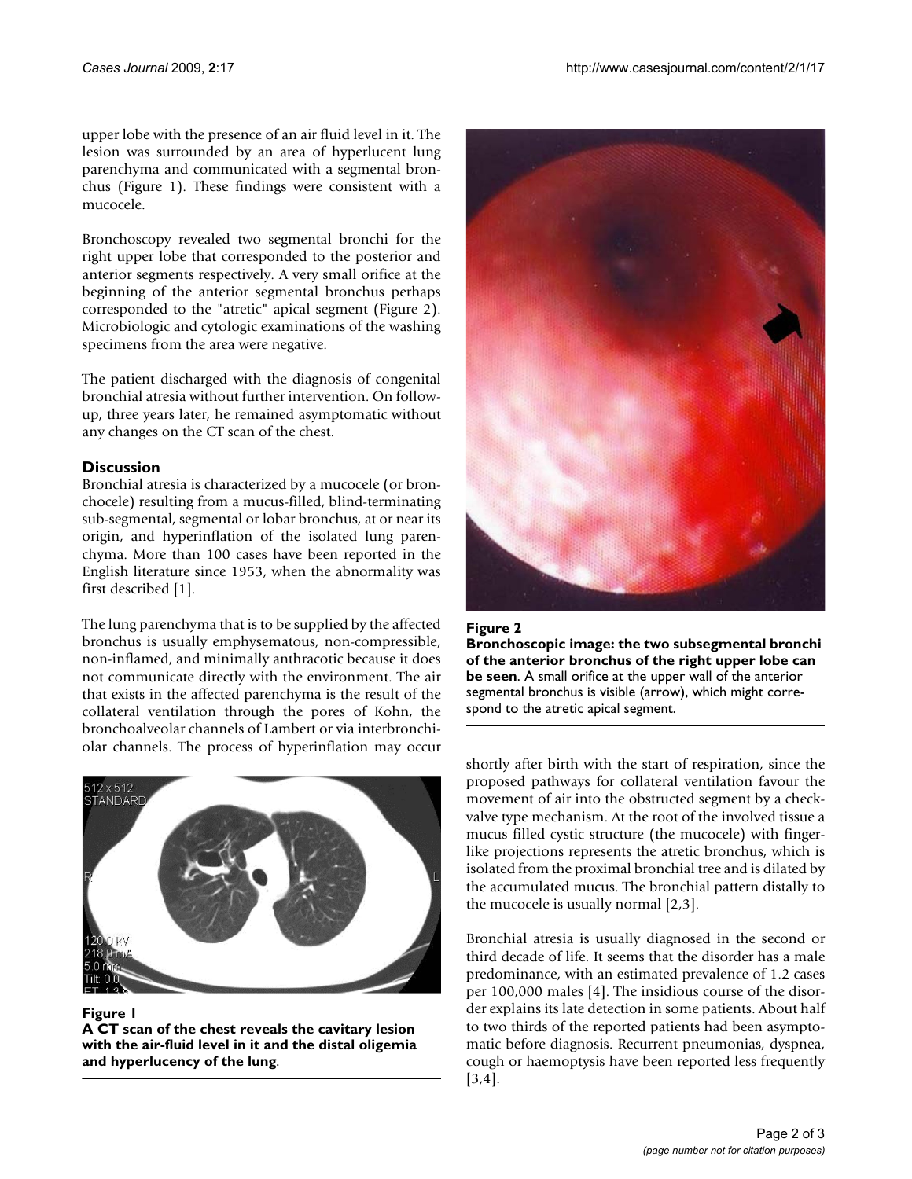upper lobe with the presence of an air fluid level in it. The lesion was surrounded by an area of hyperlucent lung parenchyma and communicated with a segmental bronchus (Figure 1). These findings were consistent with a mucocele.

Bronchoscopy revealed two segmental bronchi for the right upper lobe that corresponded to the posterior and anterior segments respectively. A very small orifice at the beginning of the anterior segmental bronchus perhaps corresponded to the "atretic" apical segment (Figure 2). Microbiologic and cytologic examinations of the washing specimens from the area were negative.

The patient discharged with the diagnosis of congenital bronchial atresia without further intervention. On follow-up, three years later, he remained asymptomatic without any changes on the CT scan of the chest.

## Discussion

Bronchial atresia is characterized by a mucocele (or bronchocele) resulting from a mucus-filled, blind-terminating sub-segmental, segmental or lobar bronchus, at or near its origin, and hyperinflation of the isolated lung parenchyma. More than 100 cases have been reported in the English literature since 1953, when the abnormality was first described [1].

The lung parenchyma that is to be supplied by the affected bronchus is usually emphysematous, non-compressible, non-inflamed, and minimally anthracotic because it does not communicate directly with the environment. The air that exists in the affected parenchyma is the result of the collateral ventilation through the pores of Kohn, the bronchoalveolar channels of Lambert or via interbronchiolar channels. The process of hyperinflation may occur shortly after birth with the start of respiration, since the proposed pathways for collateral ventilation favour the movement of air into the obstructed segment by a check-valve type mechanism. At the root of the involved tissue a mucus filled cystic structure (the mucocele) with finger-like projections represents the atretic bronchus, which is isolated from the proximal bronchial tree and is dilated by the accumulated mucus. The bronchial pattern distally to the mucocele is usually normal [2,3].

**Figure 1**
**A CT scan of the chest reveals the cavitary lesion with the air-fluid level in it and the distal oligemia and hyperlucency of the lung**.

**Figure 2**
**Bronchoscopic image: the two subsegmental bronchi of the anterior bronchus of the right upper lobe can be seen**. A small orifice at the upper wall of the anterior segmental bronchus is visible (arrow), which might correspond to the atretic apical segment.

Bronchial atresia is usually diagnosed in the second or third decade of life. It seems that the disorder has a male predominance, with an estimated prevalence of 1.2 cases per 100,000 males [4]. The insidious course of the disorder explains its late detection in some patients. About half to two thirds of the reported patients had been asymptomatic before diagnosis. Recurrent pneumonias, dyspnea, cough or haemoptysis have been reported less frequently [3,4].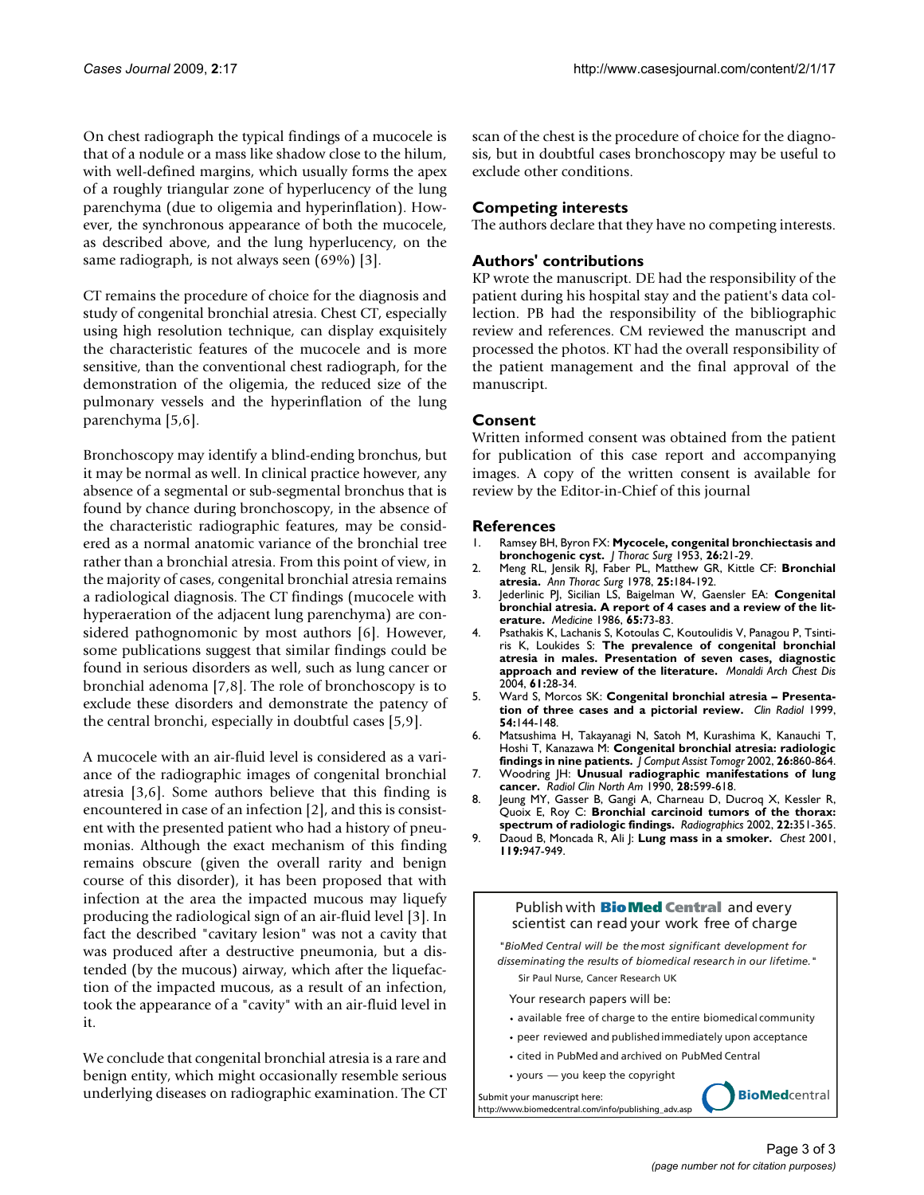On chest radiograph the typical findings of a mucocele is that of a nodule or a mass like shadow close to the hilum, with well-defined margins, which usually forms the apex of a roughly triangular zone of hyperlucency of the lung parenchyma (due to oligemia and hyperinflation). However, the synchronous appearance of both the mucocele, as described above, and the lung hyperlucency, on the same radiograph, is not always seen (69%) [3].

CT remains the procedure of choice for the diagnosis and study of congenital bronchial atresia. Chest CT, especially using high resolution technique, can display exquisitely the characteristic features of the mucocele and is more sensitive, than the conventional chest radiograph, for the demonstration of the oligemia, the reduced size of the pulmonary vessels and the hyperinflation of the lung parenchyma [5,6].

Bronchoscopy may identify a blind-ending bronchus, but it may be normal as well. In clinical practice however, any absence of a segmental or sub-segmental bronchus that is found by chance during bronchoscopy, in the absence of the characteristic radiographic features, may be considered as a normal anatomic variance of the bronchial tree rather than a bronchial atresia. From this point of view, in the majority of cases, congenital bronchial atresia remains a radiological diagnosis. The CT findings (mucocele with hyperaeration of the adjacent lung parenchyma) are considered pathognomonic by most authors [6]. However, some publications suggest that similar findings could be found in serious disorders as well, such as lung cancer or bronchial adenoma [7,8]. The role of bronchoscopy is to exclude these disorders and demonstrate the patency of the central bronchi, especially in doubtful cases [5,9].

A mucocele with an air-fluid level is considered as a variance of the radiographic images of congenital bronchial atresia [3,6]. Some authors believe that this finding is encountered in case of an infection [2], and this is consistent with the presented patient who had a history of pneumonias. Although the exact mechanism of this finding remains obscure (given the overall rarity and benign course of this disorder), it has been proposed that with infection at the area the impacted mucous may liquefy producing the radiological sign of an air-fluid level [3]. In fact the described "cavitary lesion" was not a cavity that was produced after a destructive pneumonia, but a distended (by the mucous) airway, which after the liquefaction of the impacted mucous, as a result of an infection, took the appearance of a "cavity" with an air-fluid level in it.

We conclude that congenital bronchial atresia is a rare and benign entity, which might occasionally resemble serious underlying diseases on radiographic examination. The CT scan of the chest is the procedure of choice for the diagnosis, but in doubtful cases bronchoscopy may be useful to exclude other conditions.

## Competing interests

The authors declare that they have no competing interests.

## Authors' contributions

KP wrote the manuscript. DE had the responsibility of the patient during his hospital stay and the patient's data collection. PB had the responsibility of the bibliographic review and references. CM reviewed the manuscript and processed the photos. KT had the overall responsibility of the patient management and the final approval of the manuscript.

## Consent

Written informed consent was obtained from the patient for publication of this case report and accompanying images. A copy of the written consent is available for review by the Editor-in-Chief of this journal

## References

1. Ramsey BH, Byron FX: **Mycocele, congenital bronchiectasis and bronchogenic cyst.** *J Thorac Surg* 1953, **26:**21-29.
2. Meng RL, Jensik RJ, Faber PL, Matthew GR, Kittle CF: **Bronchial atresia.** *Ann Thorac Surg* 1978, **25:**184-192.
3. Jederlinic PJ, Sicilian LS, Baigelman W, Gaensler EA: **Congenital bronchial atresia. A report of 4 cases and a review of the literature.** *Medicine* 1986, **65:**73-83.
4. Psathakis K, Lachanis S, Kotoulas C, Koutoulidis V, Panagou P, Tsintiris K, Loukides S: **The prevalence of congenital bronchial atresia in males. Presentation of seven cases, diagnostic approach and review of the literature.** *Monaldi Arch Chest Dis* 2004, **61:**28-34.
5. Ward S, Morcos SK: **Congenital bronchial atresia – Presentation of three cases and a pictorial review.** *Clin Radiol* 1999, **54:**144-148.
6. Matsushima H, Takayanagi N, Satoh M, Kurashima K, Kanauchi T, Hoshi T, Kanazawa M: **Congenital bronchial atresia: radiologic findings in nine patients.** *J Comput Assist Tomogr* 2002, **26:**860-864.
7. Woodring JH: **Unusual radiographic manifestations of lung cancer.** *Radiol Clin North Am* 1990, **28:**599-618.
8. Jeung MY, Gasser B, Gangi A, Charneau D, Ducroq X, Kessler R, Quoix E, Roy C: **Bronchial carcinoid tumors of the thorax: spectrum of radiologic findings.** *Radiographics* 2002, **22:**351-365.
9. Daoud B, Moncada R, Ali J: **Lung mass in a smoker.** *Chest* 2001, **119:**947-949.